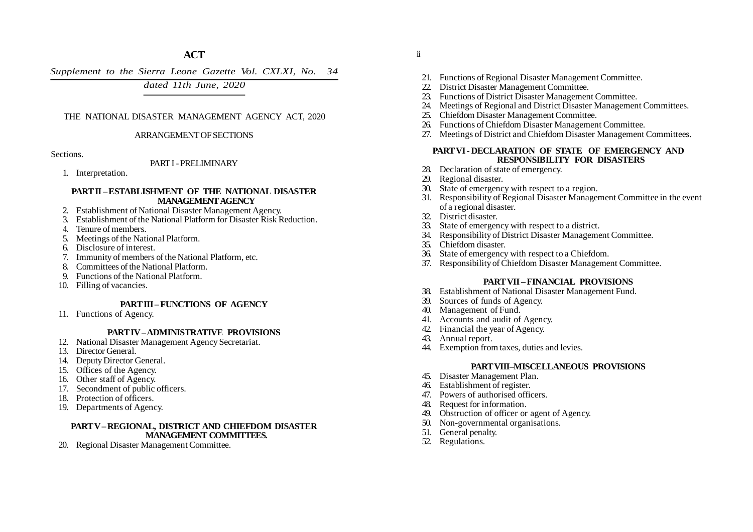# ACT

*Supplement to the Sierra Leone Gazette Vol. CXLXI, No. 34*
*dated 11th June, 2020*

THE NATIONAL DISASTER MANAGEMENT AGENCY ACT, 2020

ARRANGEMENT OF SECTIONS

Sections.

PART I - PRELIMINARY

1. Interpretation.

**PART II – ESTABLISHMENT OF THE NATIONAL DISASTER MANAGEMENT AGENCY**

2. Establishment of National Disaster Management Agency.
3. Establishment of the National Platform for Disaster Risk Reduction.
4. Tenure of members.
5. Meetings of the National Platform.
6. Disclosure of interest.
7. Immunity of members of the National Platform, etc.
8. Committees of the National Platform.
9. Functions of the National Platform.
10. Filling of vacancies.

**PART III – FUNCTIONS OF AGENCY**

11. Functions of Agency.

**PART IV – ADMINISTRATIVE PROVISIONS**

12. National Disaster Management Agency Secretariat.
13. Director General.
14. Deputy Director General.
15. Offices of the Agency.
16. Other staff of Agency.
17. Secondment of public officers.
18. Protection of officers.
19. Departments of Agency.

**PART V – REGIONAL, DISTRICT AND CHIEFDOM DISASTER MANAGEMENT COMMITTEES.**

20. Regional Disaster Management Committee.
21. Functions of Regional Disaster Management Committee.
22. District Disaster Management Committee.
23. Functions of District Disaster Management Committee.
24. Meetings of Regional and District Disaster Management Committees.
25. Chiefdom Disaster Management Committee.
26. Functions of Chiefdom Disaster Management Committee.
27. Meetings of District and Chiefdom Disaster Management Committees.

**PART VI - DECLARATION OF STATE OF EMERGENCY AND RESPONSIBILITY FOR DISASTERS**

28. Declaration of state of emergency.
29. Regional disaster.
30. State of emergency with respect to a region.
31. Responsibility of Regional Disaster Management Committee in the event of a regional disaster.
32. District disaster.
33. State of emergency with respect to a district.
34. Responsibility of District Disaster Management Committee.
35. Chiefdom disaster.
36. State of emergency with respect to a Chiefdom.
37. Responsibility of Chiefdom Disaster Management Committee.

**PART VII – FINANCIAL PROVISIONS**

38. Establishment of National Disaster Management Fund.
39. Sources of funds of Agency.
40. Management of Fund.
41. Accounts and audit of Agency.
42. Financial the year of Agency.
43. Annual report.
44. Exemption from taxes, duties and levies.

**PART VIII–MISCELLANEOUS PROVISIONS**

45. Disaster Management Plan.
46. Establishment of register.
47. Powers of authorised officers.
48. Request for information.
49. Obstruction of officer or agent of Agency.
50. Non-governmental organisations.
51. General penalty.
52. Regulations.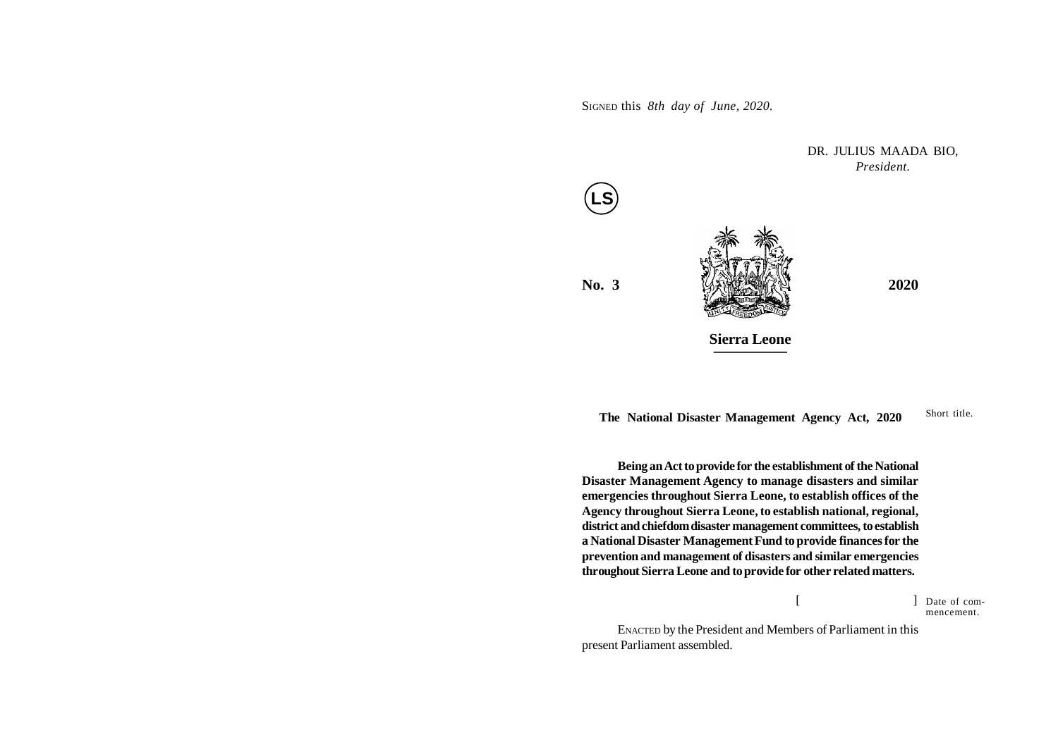SIGNED this *8th day of June, 2020.*

DR. JULIUS MAADA BIO,
*President.*

LS

**No. 3** **2020**

**Sierra Leone**

**The National Disaster Management Agency Act, 2020**

Short title.

**Being an Act to provide for the establishment of the National Disaster Management Agency to manage disasters and similar emergencies throughout Sierra Leone, to establish offices of the Agency throughout Sierra Leone, to establish national, regional, district and chiefdom disaster management committees, to establish a National Disaster Management Fund to provide finances for the prevention and management of disasters and similar emergencies throughout Sierra Leone and to provide for other related matters.**

[ ] Date of commencement.

ENACTED by the President and Members of Parliament in this present Parliament assembled.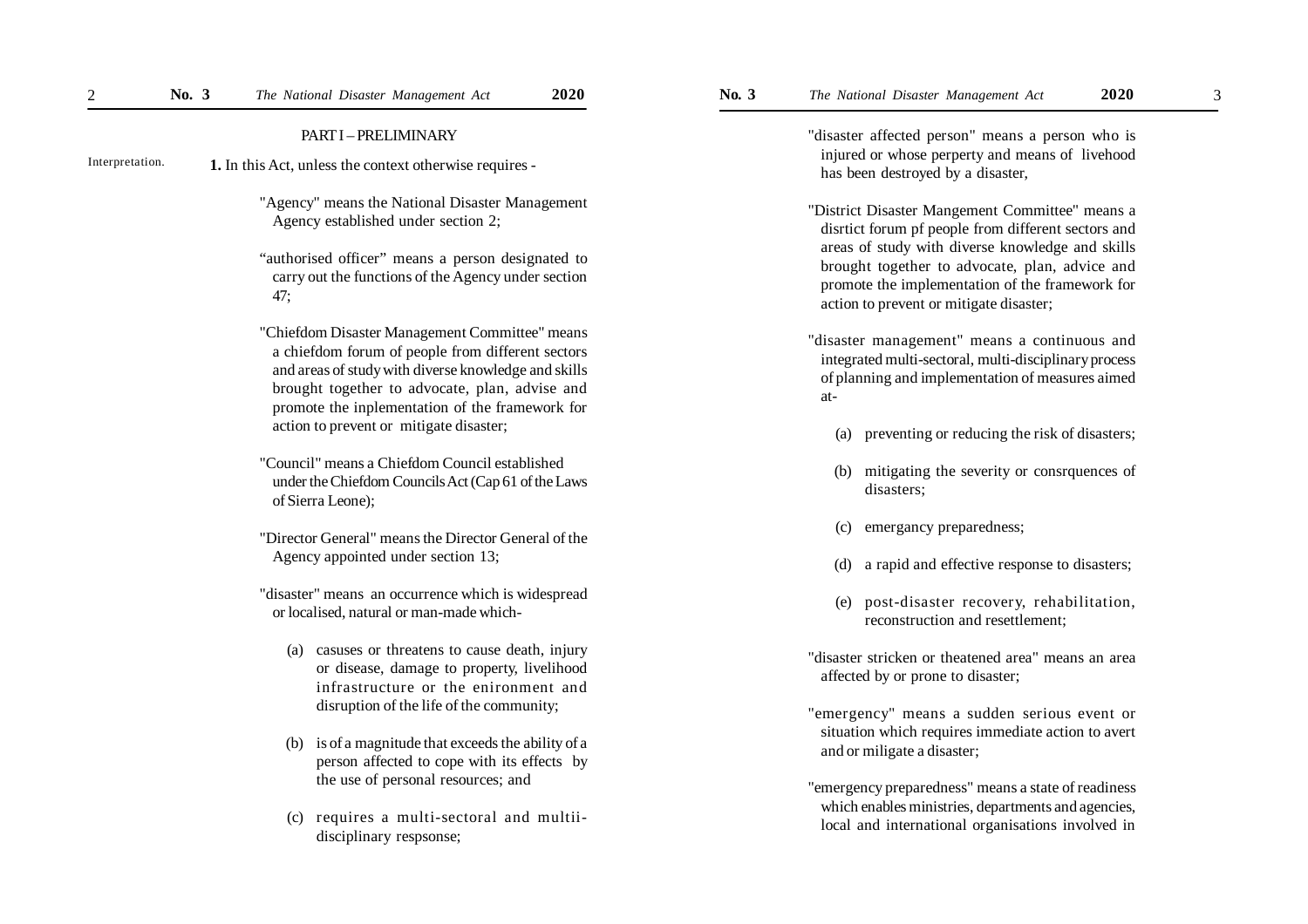## PART I – PRELIMINARY

Interpretation.

**1.** In this Act, unless the context otherwise requires -

"Agency" means the National Disaster Management Agency established under section 2;

"authorised officer" means a person designated to carry out the functions of the Agency under section 47;

"Chiefdom Disaster Management Committee" means a chiefdom forum of people from different sectors and areas of study with diverse knowledge and skills brought together to advocate, plan, advise and promote the inplementation of the framework for action to prevent or mitigate disaster;

"Council" means a Chiefdom Council established under the Chiefdom Councils Act (Cap 61 of the Laws of Sierra Leone);

"Director General" means the Director General of the Agency appointed under section 13;

"disaster" means an occurrence which is widespread or localised, natural or man-made which-

(a) casuses or threatens to cause death, injury or disease, damage to property, livelihood infrastructure or the enironment and disruption of the life of the community;

(b) is of a magnitude that exceeds the ability of a person affected to cope with its effects by the use of personal resources; and

(c) requires a multi-sectoral and multii-disciplinary respsonse;

"disaster affected person" means a person who is injured or whose perperty and means of livehood has been destroyed by a disaster,

"District Disaster Mangement Committee" means a disrtict forum pf people from different sectors and areas of study with diverse knowledge and skills brought together to advocate, plan, advice and promote the implementation of the framework for action to prevent or mitigate disaster;

"disaster management" means a continuous and integrated multi-sectoral, multi-disciplinary process of planning and implementation of measures aimed at-

(a) preventing or reducing the risk of disasters;

(b) mitigating the severity or consrquences of disasters;

(c) emergancy preparedness;

(d) a rapid and effective response to disasters;

(e) post-disaster recovery, rehabilitation, reconstruction and resettlement;

"disaster stricken or theatened area" means an area affected by or prone to disaster;

"emergency" means a sudden serious event or situation which requires immediate action to avert and or miligate a disaster;

"emergency preparedness" means a state of readiness which enables ministries, departments and agencies, local and international organisations involved in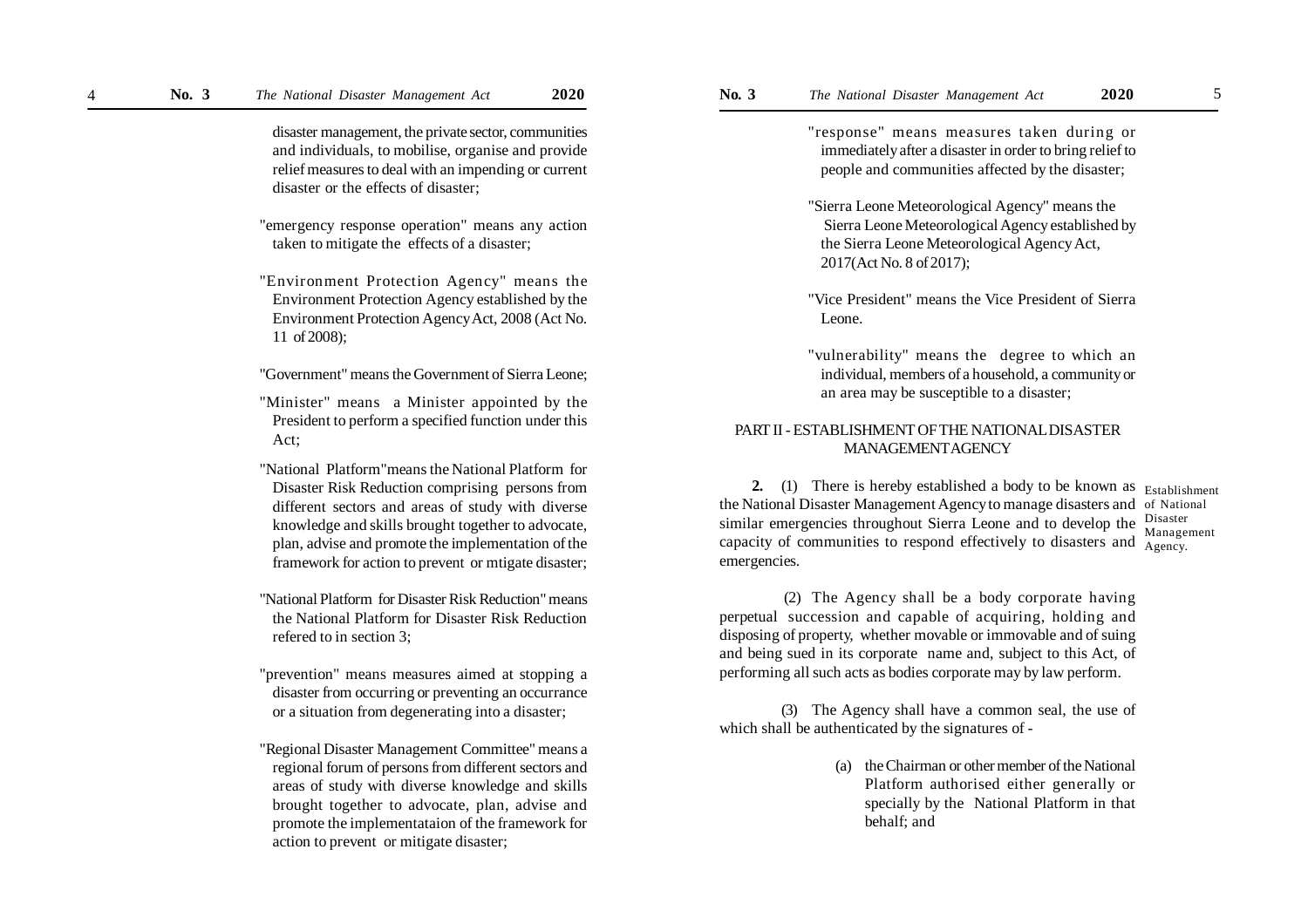disaster management, the private sector, communities and individuals, to mobilise, organise and provide relief measures to deal with an impending or current disaster or the effects of disaster;

"emergency response operation" means any action taken to mitigate the effects of a disaster;

"Environment Protection Agency" means the Environment Protection Agency established by the Environment Protection Agency Act, 2008 (Act No. 11 of 2008);

"Government" means the Government of Sierra Leone;

"Minister" means a Minister appointed by the President to perform a specified function under this Act;

"National Platform" means the National Platform for Disaster Risk Reduction comprising persons from different sectors and areas of study with diverse knowledge and skills brought together to advocate, plan, advise and promote the implementation of the framework for action to prevent or mtigate disaster;

"National Platform for Disaster Risk Reduction" means the National Platform for Disaster Risk Reduction refered to in section 3;

"prevention" means measures aimed at stopping a disaster from occurring or preventing an occurrance or a situation from degenerating into a disaster;

"Regional Disaster Management Committee" means a regional forum of persons from different sectors and areas of study with diverse knowledge and skills brought together to advocate, plan, advise and promote the implementataion of the framework for action to prevent or mitigate disaster;

"response" means measures taken during or immediately after a disaster in order to bring relief to people and communities affected by the disaster;

"Sierra Leone Meteorological Agency" means the Sierra Leone Meteorological Agency established by the Sierra Leone Meteorological Agency Act, 2017(Act No. 8 of 2017);

"Vice President" means the Vice President of Sierra Leone.

"vulnerability" means the degree to which an individual, members of a household, a community or an area may be susceptible to a disaster;

## PART II - ESTABLISHMENT OF THE NATIONAL DISASTER MANAGEMENT AGENCY

*Establishment of National Disaster Management Agency.*

**2.** (1) There is hereby established a body to be known as the National Disaster Management Agency to manage disasters and similar emergencies throughout Sierra Leone and to develop the capacity of communities to respond effectively to disasters and emergencies.

(2) The Agency shall be a body corporate having perpetual succession and capable of acquiring, holding and disposing of property, whether movable or immovable and of suing and being sued in its corporate name and, subject to this Act, of performing all such acts as bodies corporate may by law perform.

(3) The Agency shall have a common seal, the use of which shall be authenticated by the signatures of -

(a) the Chairman or other member of the National Platform authorised either generally or specially by the National Platform in that behalf; and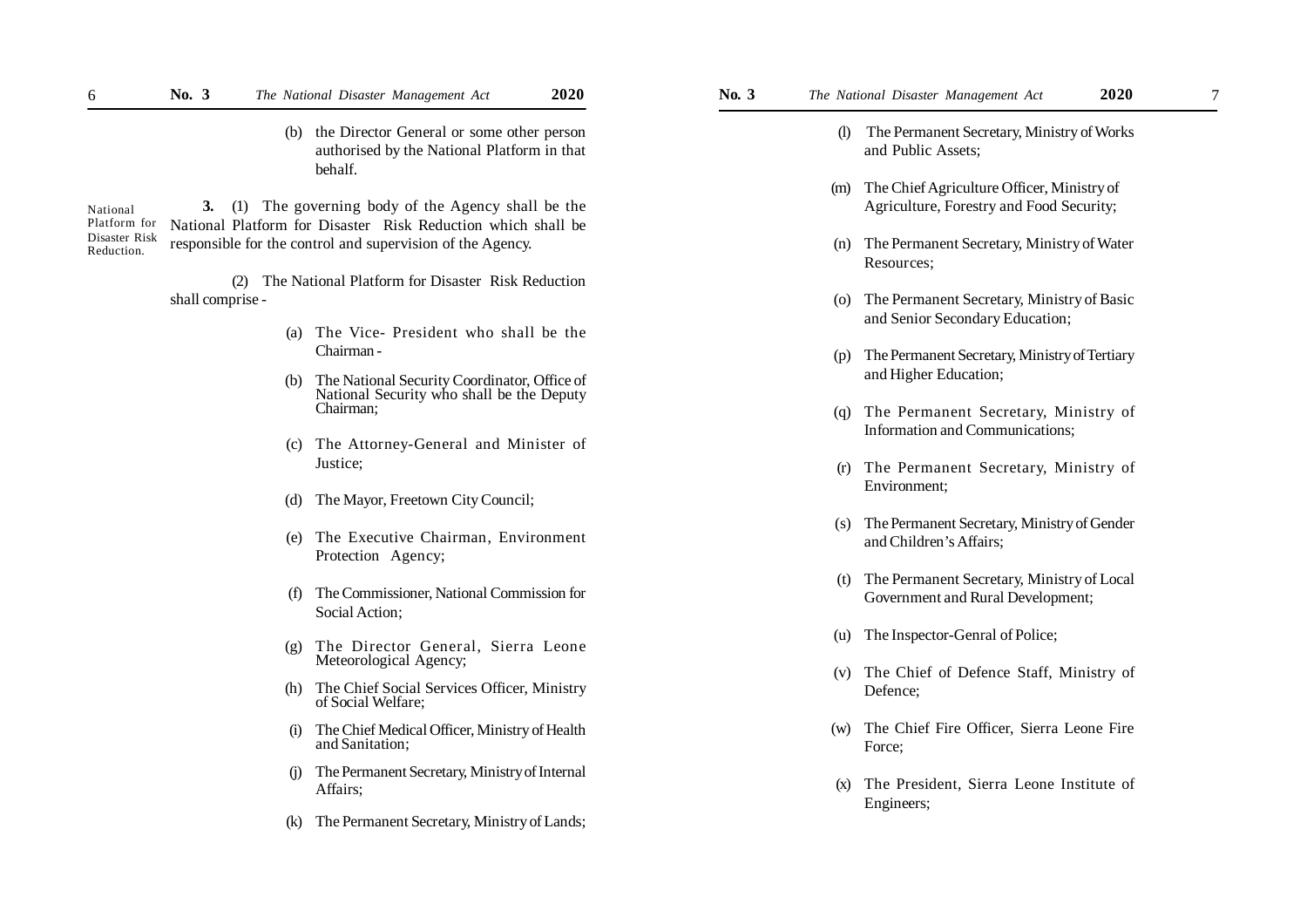(b) the Director General or some other person authorised by the National Platform in that behalf.

National Platform for Disaster Risk Reduction.

**3.** (1) The governing body of the Agency shall be the National Platform for Disaster Risk Reduction which shall be responsible for the control and supervision of the Agency.

(2) The National Platform for Disaster Risk Reduction shall comprise -

(a) The Vice- President who shall be the Chairman -

(b) The National Security Coordinator, Office of National Security who shall be the Deputy Chairman;

(c) The Attorney-General and Minister of Justice;

(d) The Mayor, Freetown City Council;

(e) The Executive Chairman, Environment Protection Agency;

(f) The Commissioner, National Commission for Social Action;

(g) The Director General, Sierra Leone Meteorological Agency;

(h) The Chief Social Services Officer, Ministry of Social Welfare;

(i) The Chief Medical Officer, Ministry of Health and Sanitation;

(j) The Permanent Secretary, Ministry of Internal Affairs;

(k) The Permanent Secretary, Ministry of Lands;

(l) The Permanent Secretary, Ministry of Works and Public Assets;

(m) The Chief Agriculture Officer, Ministry of Agriculture, Forestry and Food Security;

(n) The Permanent Secretary, Ministry of Water Resources;

(o) The Permanent Secretary, Ministry of Basic and Senior Secondary Education;

(p) The Permanent Secretary, Ministry of Tertiary and Higher Education;

(q) The Permanent Secretary, Ministry of Information and Communications;

(r) The Permanent Secretary, Ministry of Environment;

(s) The Permanent Secretary, Ministry of Gender and Children's Affairs;

(t) The Permanent Secretary, Ministry of Local Government and Rural Development;

(u) The Inspector-Genral of Police;

(v) The Chief of Defence Staff, Ministry of Defence;

(w) The Chief Fire Officer, Sierra Leone Fire Force;

(x) The President, Sierra Leone Institute of Engineers;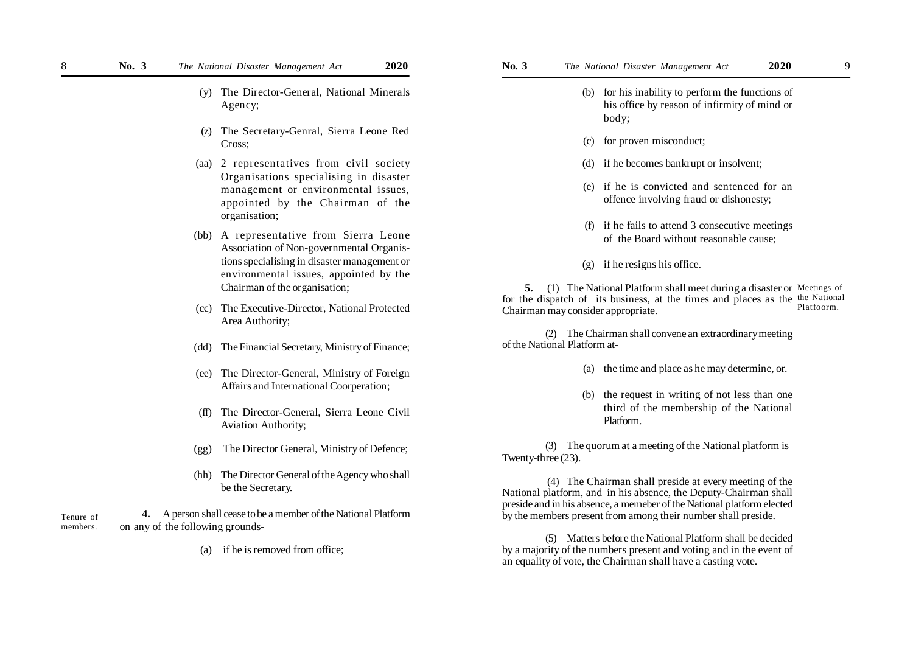(y) The Director-General, National Minerals Agency;

(z) The Secretary-Genral, Sierra Leone Red Cross;

(aa) 2 representatives from civil society Organisations specialising in disaster management or environmental issues, appointed by the Chairman of the organisation;

(bb) A representative from Sierra Leone Association of Non-governmental Organistions specialising in disaster management or environmental issues, appointed by the Chairman of the organisation;

(cc) The Executive-Director, National Protected Area Authority;

(dd) The Financial Secretary, Ministry of Finance;

(ee) The Director-General, Ministry of Foreign Affairs and International Coorperation;

(ff) The Director-General, Sierra Leone Civil Aviation Authority;

(gg) The Director General, Ministry of Defence;

(hh) The Director General of the Agency who shall be the Secretary.

Tenure of members.

**4.** A person shall cease to be a member of the National Platform on any of the following grounds-

(a) if he is removed from office;

(b) for his inability to perform the functions of his office by reason of infirmity of mind or body;

(c) for proven misconduct;

(d) if he becomes bankrupt or insolvent;

(e) if he is convicted and sentenced for an offence involving fraud or dishonesty;

(f) if he fails to attend 3 consecutive meetings of the Board without reasonable cause;

(g) if he resigns his office.

Meetings of the National Platfoorm.

**5.** (1) The National Platform shall meet during a disaster or for the dispatch of its business, at the times and places as the Chairman may consider appropriate.

(2) The Chairman shall convene an extraordinary meeting of the National Platform at-

(a) the time and place as he may determine, or.

(b) the request in writing of not less than one third of the membership of the National Platform.

(3) The quorum at a meeting of the National platform is Twenty-three (23).

(4) The Chairman shall preside at every meeting of the National platform, and in his absence, the Deputy-Chairman shall preside and in his absence, a memeber of the National platform elected by the members present from among their number shall preside.

(5) Matters before the National Platform shall be decided by a majority of the numbers present and voting and in the event of an equality of vote, the Chairman shall have a casting vote.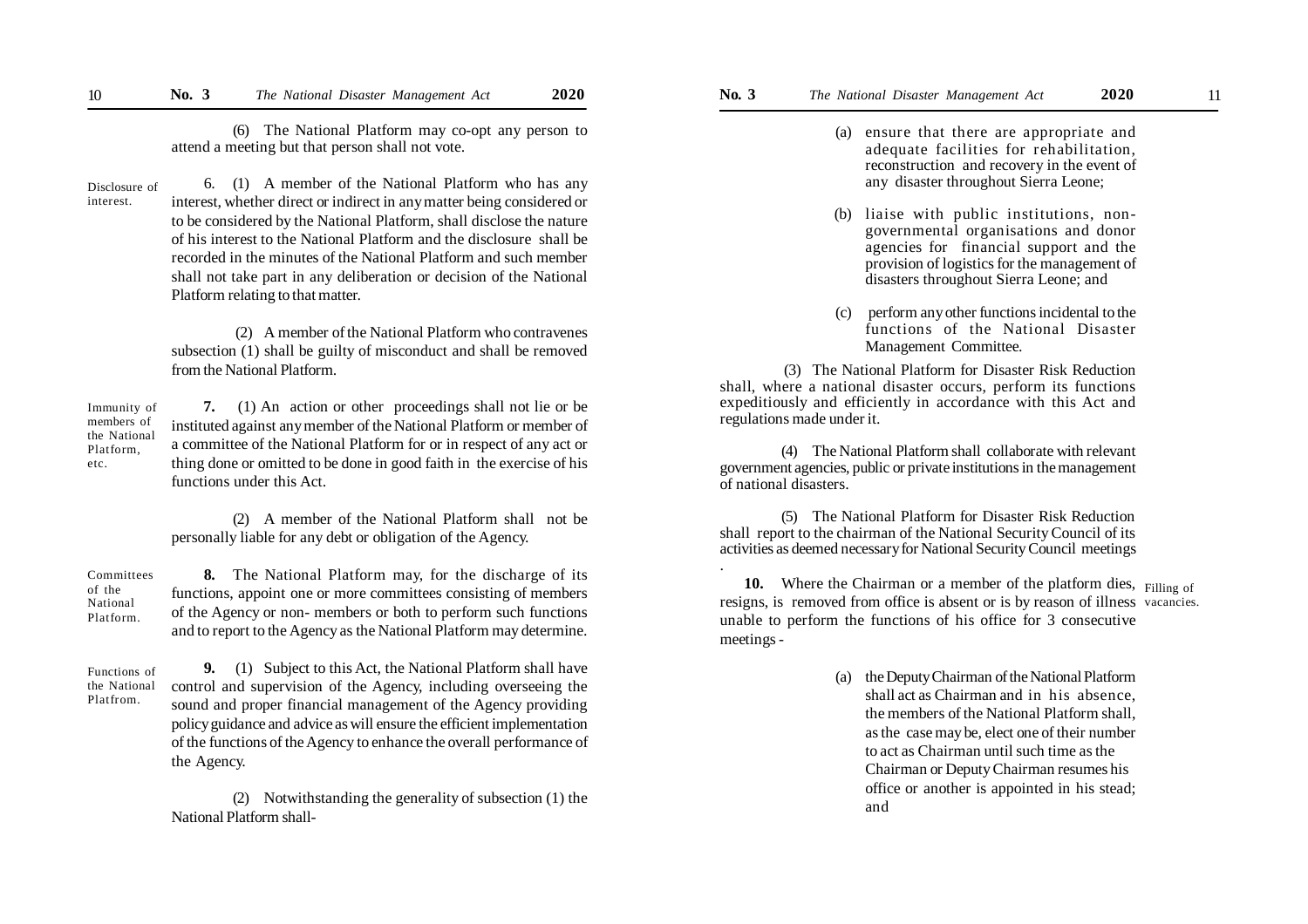(6) The National Platform may co-opt any person to attend a meeting but that person shall not vote.

Disclosure of interest.

6. (1) A member of the National Platform who has any interest, whether direct or indirect in any matter being considered or to be considered by the National Platform, shall disclose the nature of his interest to the National Platform and the disclosure shall be recorded in the minutes of the National Platform and such member shall not take part in any deliberation or decision of the National Platform relating to that matter.

(2) A member of the National Platform who contravenes subsection (1) shall be guilty of misconduct and shall be removed from the National Platform.

Immunity of members of the National Platform, etc.

**7.** (1) An action or other proceedings shall not lie or be instituted against any member of the National Platform or member of a committee of the National Platform for or in respect of any act or thing done or omitted to be done in good faith in the exercise of his functions under this Act.

(2) A member of the National Platform shall not be personally liable for any debt or obligation of the Agency.

Committees of the National Platform.

**8.** The National Platform may, for the discharge of its functions, appoint one or more committees consisting of members of the Agency or non- members or both to perform such functions and to report to the Agency as the National Platform may determine.

Functions of the National Platfrom.

**9.** (1) Subject to this Act, the National Platform shall have control and supervision of the Agency, including overseeing the sound and proper financial management of the Agency providing policy guidance and advice as will ensure the efficient implementation of the functions of the Agency to enhance the overall performance of the Agency.

(2) Notwithstanding the generality of subsection (1) the National Platform shall-

(a) ensure that there are appropriate and adequate facilities for rehabilitation, reconstruction and recovery in the event of any disaster throughout Sierra Leone;

(b) liaise with public institutions, non-governmental organisations and donor agencies for financial support and the provision of logistics for the management of disasters throughout Sierra Leone; and

(c) perform any other functions incidental to the functions of the National Disaster Management Committee.

(3) The National Platform for Disaster Risk Reduction shall, where a national disaster occurs, perform its functions expeditiously and efficiently in accordance with this Act and regulations made under it.

(4) The National Platform shall collaborate with relevant government agencies, public or private institutions in the management of national disasters.

(5) The National Platform for Disaster Risk Reduction shall report to the chairman of the National Security Council of its activities as deemed necessary for National Security Council meetings

.

Filling of vacancies.

**10.** Where the Chairman or a member of the platform dies, resigns, is removed from office is absent or is by reason of illness unable to perform the functions of his office for 3 consecutive meetings -

(a) the Deputy Chairman of the National Platform shall act as Chairman and in his absence, the members of the National Platform shall, as the case may be, elect one of their number to act as Chairman until such time as the Chairman or Deputy Chairman resumes his office or another is appointed in his stead; and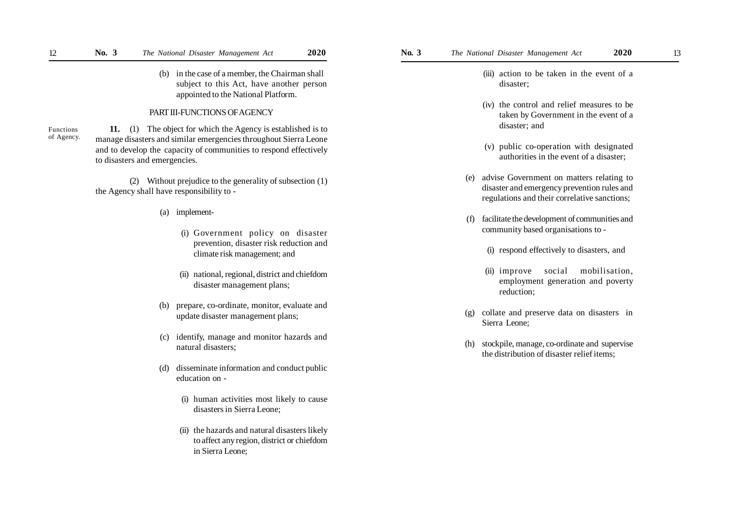(b) in the case of a member, the Chairman shall subject to this Act, have another person appointed to the National Platform.

## PART III-FUNCTIONS OF AGENCY

Functions of Agency.

**11.** (1) The object for which the Agency is established is to manage disasters and similar emergencies throughout Sierra Leone and to develop the capacity of communities to respond effectively to disasters and emergencies.

(2) Without prejudice to the generality of subsection (1) the Agency shall have responsibility to -

(a) implement-

(i) Government policy on disaster prevention, disaster risk reduction and climate risk management; and

(ii) national, regional, district and chiefdom disaster management plans;

(b) prepare, co-ordinate, monitor, evaluate and update disaster management plans;

(c) identify, manage and monitor hazards and natural disasters;

(d) disseminate information and conduct public education on -

(i) human activities most likely to cause disasters in Sierra Leone;

(ii) the hazards and natural disasters likely to affect any region, district or chiefdom in Sierra Leone;

(iii) action to be taken in the event of a disaster;

(iv) the control and relief measures to be taken by Government in the event of a disaster; and

(v) public co-operation with designated authorities in the event of a disaster;

(e) advise Government on matters relating to disaster and emergency prevention rules and regulations and their correlative sanctions;

(f) facilitate the development of communities and community based organisations to -

(i) respond effectively to disasters, and

(ii) improve social mobilisation, employment generation and poverty reduction;

(g) collate and preserve data on disasters in Sierra Leone;

(h) stockpile, manage, co-ordinate and supervise the distribution of disaster relief items;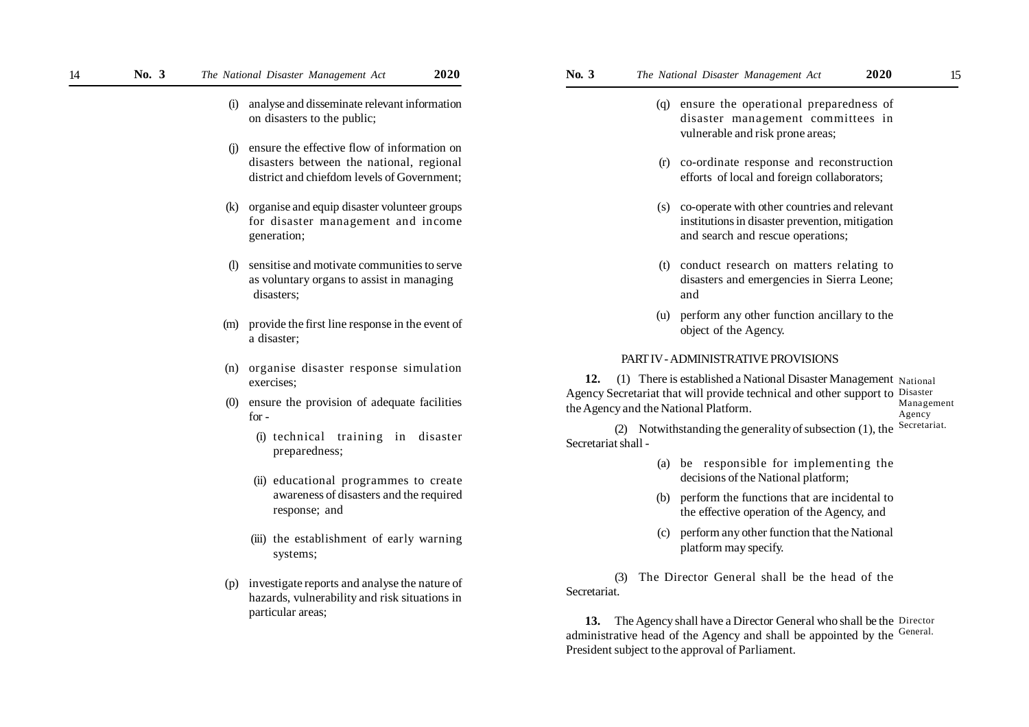(i) analyse and disseminate relevant information on disasters to the public;

(j) ensure the effective flow of information on disasters between the national, regional district and chiefdom levels of Government;

(k) organise and equip disaster volunteer groups for disaster management and income generation;

(l) sensitise and motivate communities to serve as voluntary organs to assist in managing disasters;

(m) provide the first line response in the event of a disaster;

(n) organise disaster response simulation exercises;

(0) ensure the provision of adequate facilities for -

(i) technical training in disaster preparedness;

(ii) educational programmes to create awareness of disasters and the required response; and

(iii) the establishment of early warning systems;

(p) investigate reports and analyse the nature of hazards, vulnerability and risk situations in particular areas;

(q) ensure the operational preparedness of disaster management committees in vulnerable and risk prone areas;

(r) co-ordinate response and reconstruction efforts of local and foreign collaborators;

(s) co-operate with other countries and relevant institutions in disaster prevention, mitigation and search and rescue operations;

(t) conduct research on matters relating to disasters and emergencies in Sierra Leone; and

(u) perform any other function ancillary to the object of the Agency.

## PART IV - ADMINISTRATIVE PROVISIONS

*National Disaster Management Agency Secretariat.*

**12.** (1) There is established a National Disaster Management Agency Secretariat that will provide technical and other support to the Agency and the National Platform.

(2) Notwithstanding the generality of subsection (1), the Secretariat shall -

(a) be responsible for implementing the decisions of the National platform;

(b) perform the functions that are incidental to the effective operation of the Agency, and

(c) perform any other function that the National platform may specify.

(3) The Director General shall be the head of the Secretariat.

*Director General.*

**13.** The Agency shall have a Director General who shall be the administrative head of the Agency and shall be appointed by the President subject to the approval of Parliament.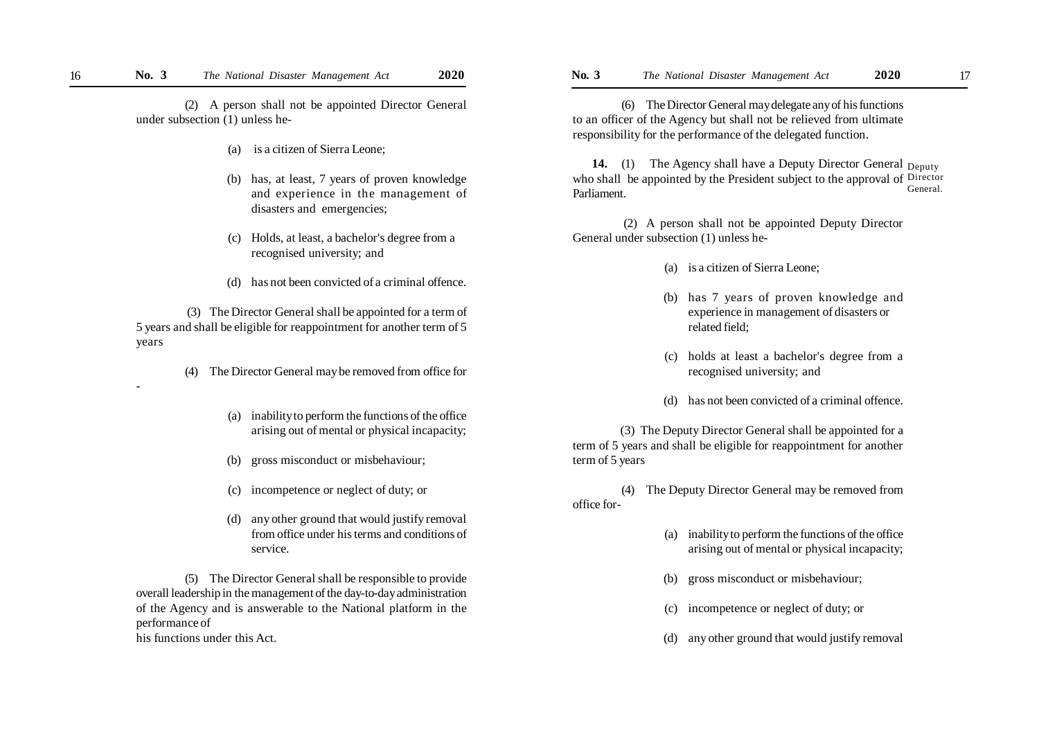(2) A person shall not be appointed Director General under subsection (1) unless he-

(a) is a citizen of Sierra Leone;

(b) has, at least, 7 years of proven knowledge and experience in the management of disasters and emergencies;

(c) Holds, at least, a bachelor's degree from a recognised university; and

(d) has not been convicted of a criminal offence.

(3) The Director General shall be appointed for a term of 5 years and shall be eligible for reappointment for another term of 5 years

(4) The Director General may be removed from office for -

(a) inability to perform the functions of the office arising out of mental or physical incapacity;

(b) gross misconduct or misbehaviour;

(c) incompetence or neglect of duty; or

(d) any other ground that would justify removal from office under his terms and conditions of service.

(5) The Director General shall be responsible to provide overall leadership in the management of the day-to-day administration of the Agency and is answerable to the National platform in the performance of his functions under this Act.

(6) The Director General may delegate any of his functions to an officer of the Agency but shall not be relieved from ultimate responsibility for the performance of the delegated function.

Deputy Director General.

**14.** (1) The Agency shall have a Deputy Director General who shall be appointed by the President subject to the approval of Parliament.

(2) A person shall not be appointed Deputy Director General under subsection (1) unless he-

(a) is a citizen of Sierra Leone;

(b) has 7 years of proven knowledge and experience in management of disasters or related field;

(c) holds at least a bachelor's degree from a recognised university; and

(d) has not been convicted of a criminal offence.

(3) The Deputy Director General shall be appointed for a term of 5 years and shall be eligible for reappointment for another term of 5 years

(4) The Deputy Director General may be removed from office for-

(a) inability to perform the functions of the office arising out of mental or physical incapacity;

(b) gross misconduct or misbehaviour;

(c) incompetence or neglect of duty; or

(d) any other ground that would justify removal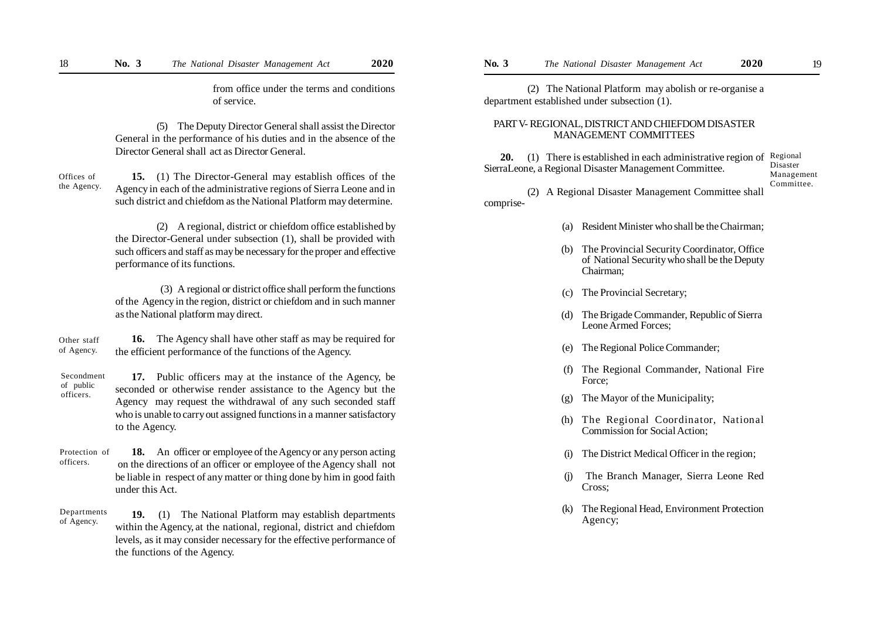from office under the terms and conditions of service.

(5) The Deputy Director General shall assist the Director General in the performance of his duties and in the absence of the Director General shall act as Director General.

Offices of the Agency.

**15.** (1) The Director-General may establish offices of the Agency in each of the administrative regions of Sierra Leone and in such district and chiefdom as the National Platform may determine.

(2) A regional, district or chiefdom office established by the Director-General under subsection (1), shall be provided with such officers and staff as may be necessary for the proper and effective performance of its functions.

(3) A regional or district office shall perform the functions of the Agency in the region, district or chiefdom and in such manner as the National platform may direct.

Other staff of Agency.

**16.** The Agency shall have other staff as may be required for the efficient performance of the functions of the Agency.

Secondment of public officers.

**17.** Public officers may at the instance of the Agency, be seconded or otherwise render assistance to the Agency but the Agency may request the withdrawal of any such seconded staff who is unable to carry out assigned functions in a manner satisfactory to the Agency.

Protection of officers.

**18.** An officer or employee of the Agency or any person acting on the directions of an officer or employee of the Agency shall not be liable in respect of any matter or thing done by him in good faith under this Act.

Departments of Agency.

**19.** (1) The National Platform may establish departments within the Agency, at the national, regional, district and chiefdom levels, as it may consider necessary for the effective performance of the functions of the Agency.

(2) The National Platform may abolish or re-organise a department established under subsection (1).

## PART V- REGIONAL, DISTRICT AND CHIEFDOM DISASTER MANAGEMENT COMMITTEES

Regional Disaster Management Committee.

**20.** (1) There is established in each administrative region of SierraLeone, a Regional Disaster Management Committee.

(2) A Regional Disaster Management Committee shall comprise-

(a) Resident Minister who shall be the Chairman;

(b) The Provincial Security Coordinator, Office of National Security who shall be the Deputy Chairman;

(c) The Provincial Secretary;

(d) The Brigade Commander, Republic of Sierra Leone Armed Forces;

(e) The Regional Police Commander;

(f) The Regional Commander, National Fire Force;

(g) The Mayor of the Municipality;

(h) The Regional Coordinator, National Commission for Social Action;

(i) The District Medical Officer in the region;

(j) The Branch Manager, Sierra Leone Red Cross;

(k) The Regional Head, Environment Protection Agency;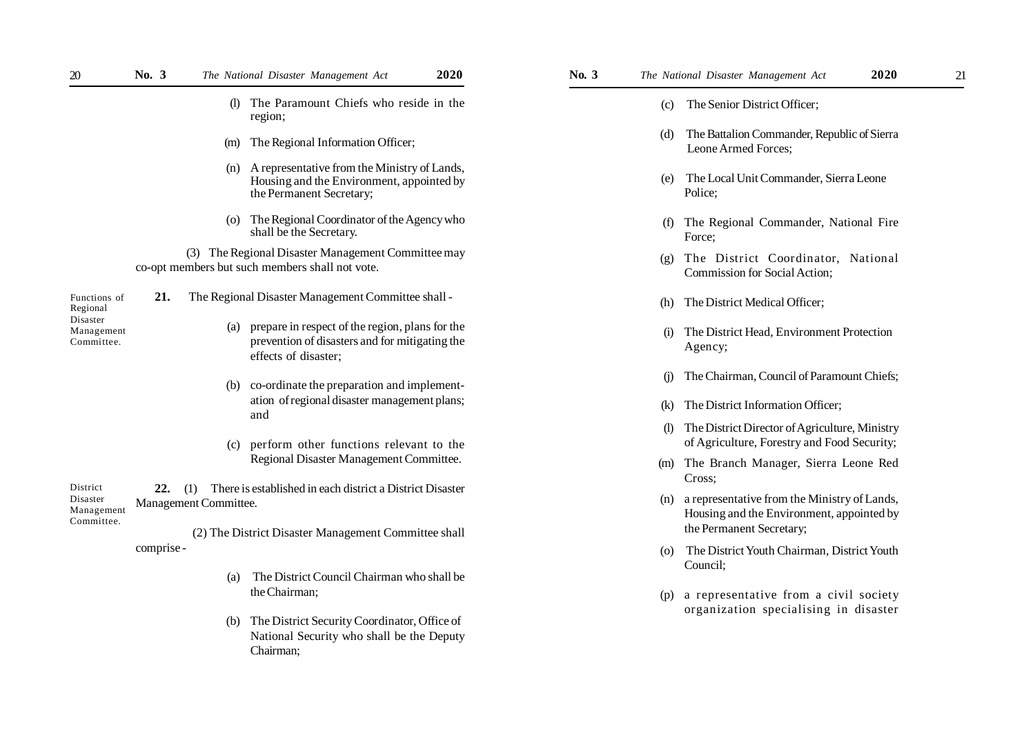(l) The Paramount Chiefs who reside in the region;

(m) The Regional Information Officer;

(n) A representative from the Ministry of Lands, Housing and the Environment, appointed by the Permanent Secretary;

(o) The Regional Coordinator of the Agency who shall be the Secretary.

(3) The Regional Disaster Management Committee may co-opt members but such members shall not vote.

*Functions of Regional Disaster Management Committee.*

**21.** The Regional Disaster Management Committee shall -

(a) prepare in respect of the region, plans for the prevention of disasters and for mitigating the effects of disaster;

(b) co-ordinate the preparation and implementation of regional disaster management plans; and

(c) perform other functions relevant to the Regional Disaster Management Committee.

*District Disaster Management Committee.*

**22.** (1) There is established in each district a District Disaster Management Committee.

(2) The District Disaster Management Committee shall comprise -

(a) The District Council Chairman who shall be the Chairman;

(b) The District Security Coordinator, Office of National Security who shall be the Deputy Chairman;

(c) The Senior District Officer;

(d) The Battalion Commander, Republic of Sierra Leone Armed Forces;

(e) The Local Unit Commander, Sierra Leone Police;

(f) The Regional Commander, National Fire Force;

(g) The District Coordinator, National Commission for Social Action;

(h) The District Medical Officer;

(i) The District Head, Environment Protection Agency;

(j) The Chairman, Council of Paramount Chiefs;

(k) The District Information Officer;

(l) The District Director of Agriculture, Ministry of Agriculture, Forestry and Food Security;

(m) The Branch Manager, Sierra Leone Red Cross;

(n) a representative from the Ministry of Lands, Housing and the Environment, appointed by the Permanent Secretary;

(o) The District Youth Chairman, District Youth Council;

(p) a representative from a civil society organization specialising in disaster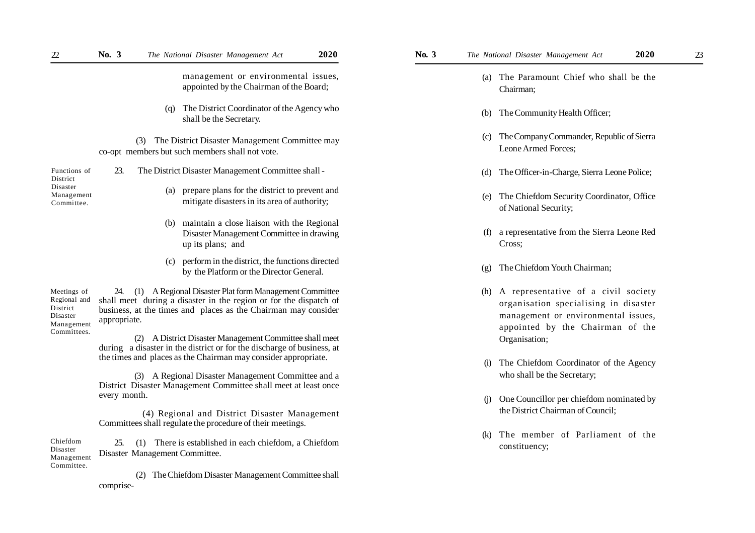management or environmental issues, appointed by the Chairman of the Board;

(q) The District Coordinator of the Agency who shall be the Secretary.

(3) The District Disaster Management Committee may co-opt members but such members shall not vote.

*Functions of District Disaster Management Committee.*

23. The District Disaster Management Committee shall -

(a) prepare plans for the district to prevent and mitigate disasters in its area of authority;

(b) maintain a close liaison with the Regional Disaster Management Committee in drawing up its plans; and

(c) perform in the district, the functions directed by the Platform or the Director General.

*Meetings of Regional and District Disaster Management Committees.*

24. (1) A Regional Disaster Plat form Management Committee shall meet during a disaster in the region or for the dispatch of business, at the times and places as the Chairman may consider appropriate.

(2) A District Disaster Management Committee shall meet during a disaster in the district or for the discharge of business, at the times and places as the Chairman may consider appropriate.

(3) A Regional Disaster Management Committee and a District Disaster Management Committee shall meet at least once every month.

(4) Regional and District Disaster Management Committees shall regulate the procedure of their meetings.

*Chiefdom Disaster Management Committee.*

25. (1) There is established in each chiefdom, a Chiefdom Disaster Management Committee.

(2) The Chiefdom Disaster Management Committee shall comprise-

(a) The Paramount Chief who shall be the Chairman;

(b) The Community Health Officer;

(c) The Company Commander, Republic of Sierra Leone Armed Forces;

(d) The Officer-in-Charge, Sierra Leone Police;

(e) The Chiefdom Security Coordinator, Office of National Security;

(f) a representative from the Sierra Leone Red Cross;

(g) The Chiefdom Youth Chairman;

(h) A representative of a civil society organisation specialising in disaster management or environmental issues, appointed by the Chairman of the Organisation;

(i) The Chiefdom Coordinator of the Agency who shall be the Secretary;

(j) One Councillor per chiefdom nominated by the District Chairman of Council;

(k) The member of Parliament of the constituency;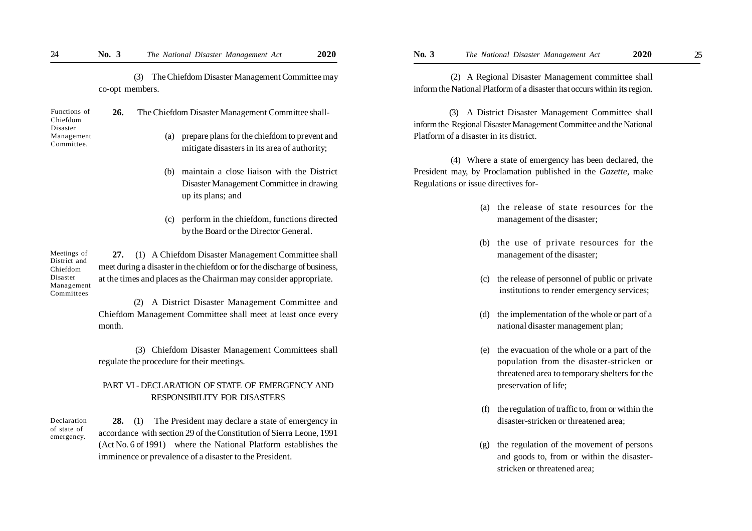(3) The Chiefdom Disaster Management Committee may co-opt members.

Functions of Chiefdom Disaster Management Committee.

**26.** The Chiefdom Disaster Management Committee shall-

(a) prepare plans for the chiefdom to prevent and mitigate disasters in its area of authority;

(b) maintain a close liaison with the District Disaster Management Committee in drawing up its plans; and

(c) perform in the chiefdom, functions directed by the Board or the Director General.

Meetings of District and Chiefdom Disaster Management Committees

**27.** (1) A Chiefdom Disaster Management Committee shall meet during a disaster in the chiefdom or for the discharge of business, at the times and places as the Chairman may consider appropriate.

(2) A District Disaster Management Committee and Chiefdom Management Committee shall meet at least once every month.

(3) Chiefdom Disaster Management Committees shall regulate the procedure for their meetings.

## PART VI - DECLARATION OF STATE OF EMERGENCY AND RESPONSIBILITY FOR DISASTERS

Declaration of state of emergency.

**28.** (1) The President may declare a state of emergency in accordance with section 29 of the Constitution of Sierra Leone, 1991 (Act No. 6 of 1991) where the National Platform establishes the imminence or prevalence of a disaster to the President.

(2) A Regional Disaster Management committee shall inform the National Platform of a disaster that occurs within its region.

(3) A District Disaster Management Committee shall inform the Regional Disaster Management Committee and the National Platform of a disaster in its district.

(4) Where a state of emergency has been declared, the President may, by Proclamation published in the *Gazette*, make Regulations or issue directives for-

(a) the release of state resources for the management of the disaster;

(b) the use of private resources for the management of the disaster;

(c) the release of personnel of public or private institutions to render emergency services;

(d) the implementation of the whole or part of a national disaster management plan;

(e) the evacuation of the whole or a part of the population from the disaster-stricken or threatened area to temporary shelters for the preservation of life;

(f) the regulation of traffic to, from or within the disaster-stricken or threatened area;

(g) the regulation of the movement of persons and goods to, from or within the disaster-stricken or threatened area;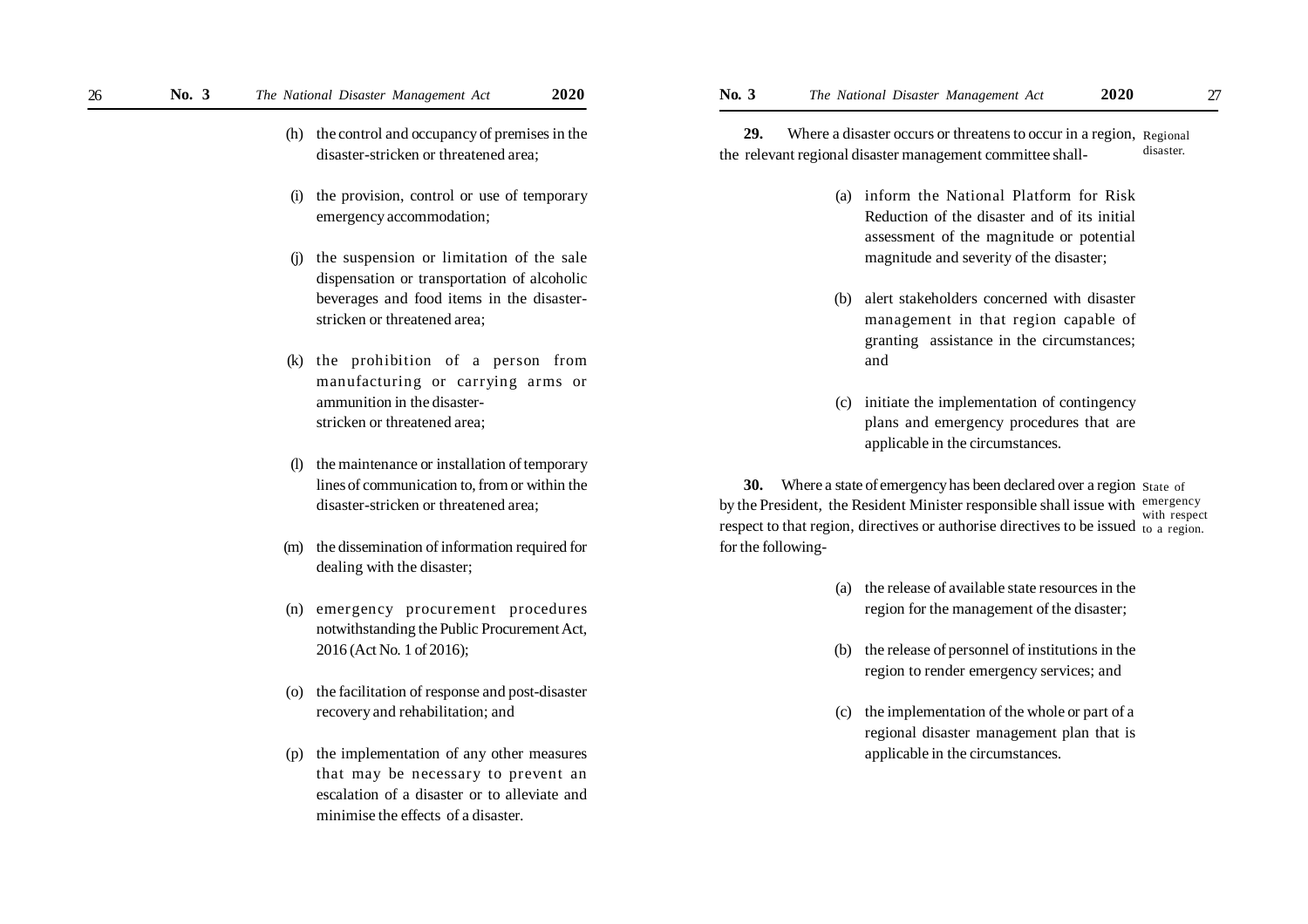(h) the control and occupancy of premises in the disaster-stricken or threatened area;

(i) the provision, control or use of temporary emergency accommodation;

(j) the suspension or limitation of the sale dispensation or transportation of alcoholic beverages and food items in the disaster-stricken or threatened area;

(k) the prohibition of a person from manufacturing or carrying arms or ammunition in the disaster-stricken or threatened area;

(l) the maintenance or installation of temporary lines of communication to, from or within the disaster-stricken or threatened area;

(m) the dissemination of information required for dealing with the disaster;

(n) emergency procurement procedures notwithstanding the Public Procurement Act, 2016 (Act No. 1 of 2016);

(o) the facilitation of response and post-disaster recovery and rehabilitation; and

(p) the implementation of any other measures that may be necessary to prevent an escalation of a disaster or to alleviate and minimise the effects of a disaster.

*Regional disaster.*

**29.** Where a disaster occurs or threatens to occur in a region, the relevant regional disaster management committee shall-

(a) inform the National Platform for Risk Reduction of the disaster and of its initial assessment of the magnitude or potential magnitude and severity of the disaster;

(b) alert stakeholders concerned with disaster management in that region capable of granting assistance in the circumstances; and

(c) initiate the implementation of contingency plans and emergency procedures that are applicable in the circumstances.

*State of emergency with respect to a region.*

**30.** Where a state of emergency has been declared over a region by the President, the Resident Minister responsible shall issue with respect to that region, directives or authorise directives to be issued for the following-

(a) the release of available state resources in the region for the management of the disaster;

(b) the release of personnel of institutions in the region to render emergency services; and

(c) the implementation of the whole or part of a regional disaster management plan that is applicable in the circumstances.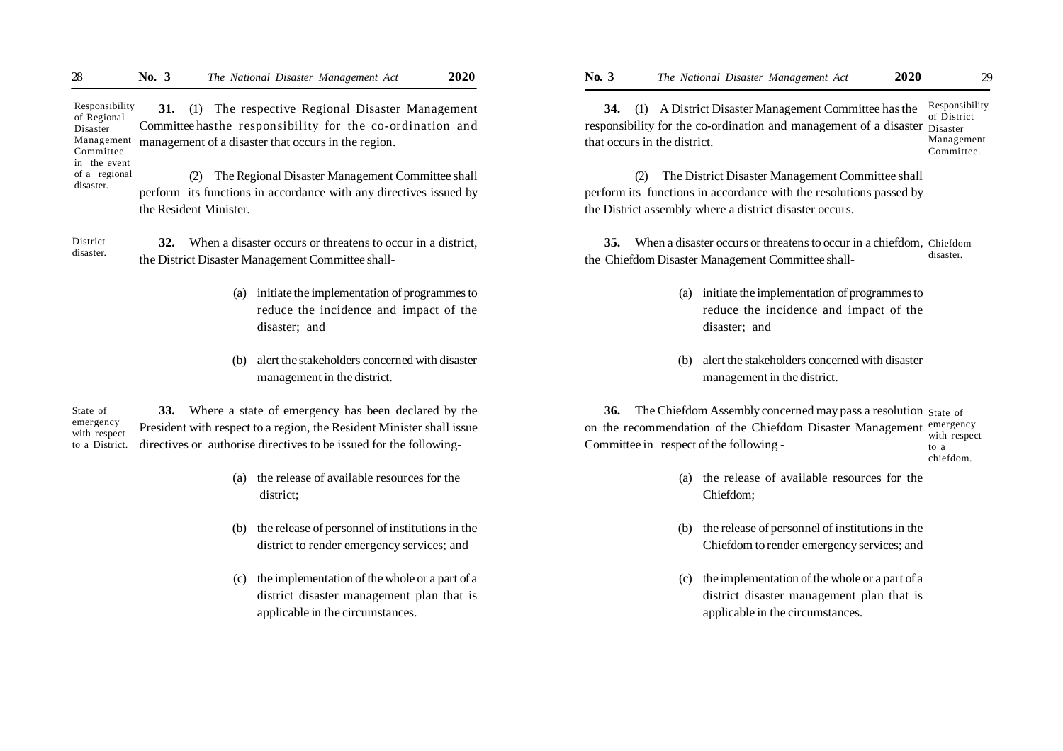**Responsibility of Regional Disaster Management Committee in the event of a regional disaster.**

**31.** (1) The respective Regional Disaster Management Committee has the responsibility for the co-ordination and management of a disaster that occurs in the region.

(2) The Regional Disaster Management Committee shall perform its functions in accordance with any directives issued by the Resident Minister.

**District disaster.**

**32.** When a disaster occurs or threatens to occur in a district, the District Disaster Management Committee shall-

(a) initiate the implementation of programmes to reduce the incidence and impact of the disaster; and

(b) alert the stakeholders concerned with disaster management in the district.

**State of emergency with respect to a District.**

**33.** Where a state of emergency has been declared by the President with respect to a region, the Resident Minister shall issue directives or authorise directives to be issued for the following-

(a) the release of available resources for the district;

(b) the release of personnel of institutions in the district to render emergency services; and

(c) the implementation of the whole or a part of a district disaster management plan that is applicable in the circumstances.

**Responsibility of District Disaster Management Committee.**

**34.** (1) A District Disaster Management Committee has the responsibility for the co-ordination and management of a disaster that occurs in the district.

(2) The District Disaster Management Committee shall perform its functions in accordance with the resolutions passed by the District assembly where a district disaster occurs.

**Chiefdom disaster.**

**35.** When a disaster occurs or threatens to occur in a chiefdom, the Chiefdom Disaster Management Committee shall-

(a) initiate the implementation of programmes to reduce the incidence and impact of the disaster; and

(b) alert the stakeholders concerned with disaster management in the district.

**State of emergency with respect to a chiefdom.**

**36.** The Chiefdom Assembly concerned may pass a resolution on the recommendation of the Chiefdom Disaster Management Committee in respect of the following -

(a) the release of available resources for the Chiefdom;

(b) the release of personnel of institutions in the Chiefdom to render emergency services; and

(c) the implementation of the whole or a part of a district disaster management plan that is applicable in the circumstances.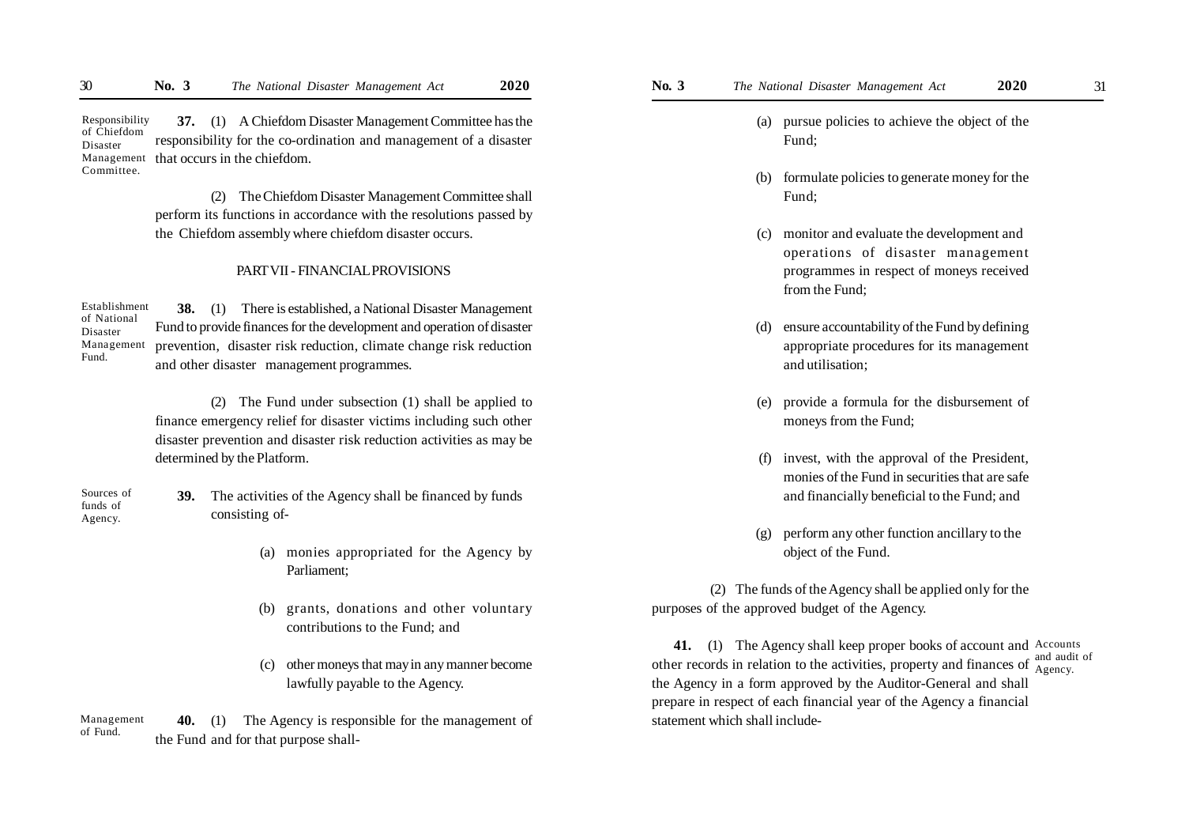**37.** (1) A Chiefdom Disaster Management Committee has the responsibility for the co-ordination and management of a disaster that occurs in the chiefdom.

Responsibility of Chiefdom Disaster Management Committee.

(2) The Chiefdom Disaster Management Committee shall perform its functions in accordance with the resolutions passed by the Chiefdom assembly where chiefdom disaster occurs.

## PART VII - FINANCIAL PROVISIONS

Establishment of National Disaster Management Fund.

**38.** (1) There is established, a National Disaster Management Fund to provide finances for the development and operation of disaster prevention, disaster risk reduction, climate change risk reduction and other disaster management programmes.

(2) The Fund under subsection (1) shall be applied to finance emergency relief for disaster victims including such other disaster prevention and disaster risk reduction activities as may be determined by the Platform.

Sources of funds of Agency.

**39.** The activities of the Agency shall be financed by funds consisting of-

(a) monies appropriated for the Agency by Parliament;

(b) grants, donations and other voluntary contributions to the Fund; and

(c) other moneys that may in any manner become lawfully payable to the Agency.

Management of Fund.

**40.** (1) The Agency is responsible for the management of the Fund and for that purpose shall-

(a) pursue policies to achieve the object of the Fund;

(b) formulate policies to generate money for the Fund;

(c) monitor and evaluate the development and operations of disaster management programmes in respect of moneys received from the Fund;

(d) ensure accountability of the Fund by defining appropriate procedures for its management and utilisation;

(e) provide a formula for the disbursement of moneys from the Fund;

(f) invest, with the approval of the President, monies of the Fund in securities that are safe and financially beneficial to the Fund; and

(g) perform any other function ancillary to the object of the Fund.

(2) The funds of the Agency shall be applied only for the purposes of the approved budget of the Agency.

Accounts and audit of Agency.

**41.** (1) The Agency shall keep proper books of account and other records in relation to the activities, property and finances of the Agency in a form approved by the Auditor-General and shall prepare in respect of each financial year of the Agency a financial statement which shall include-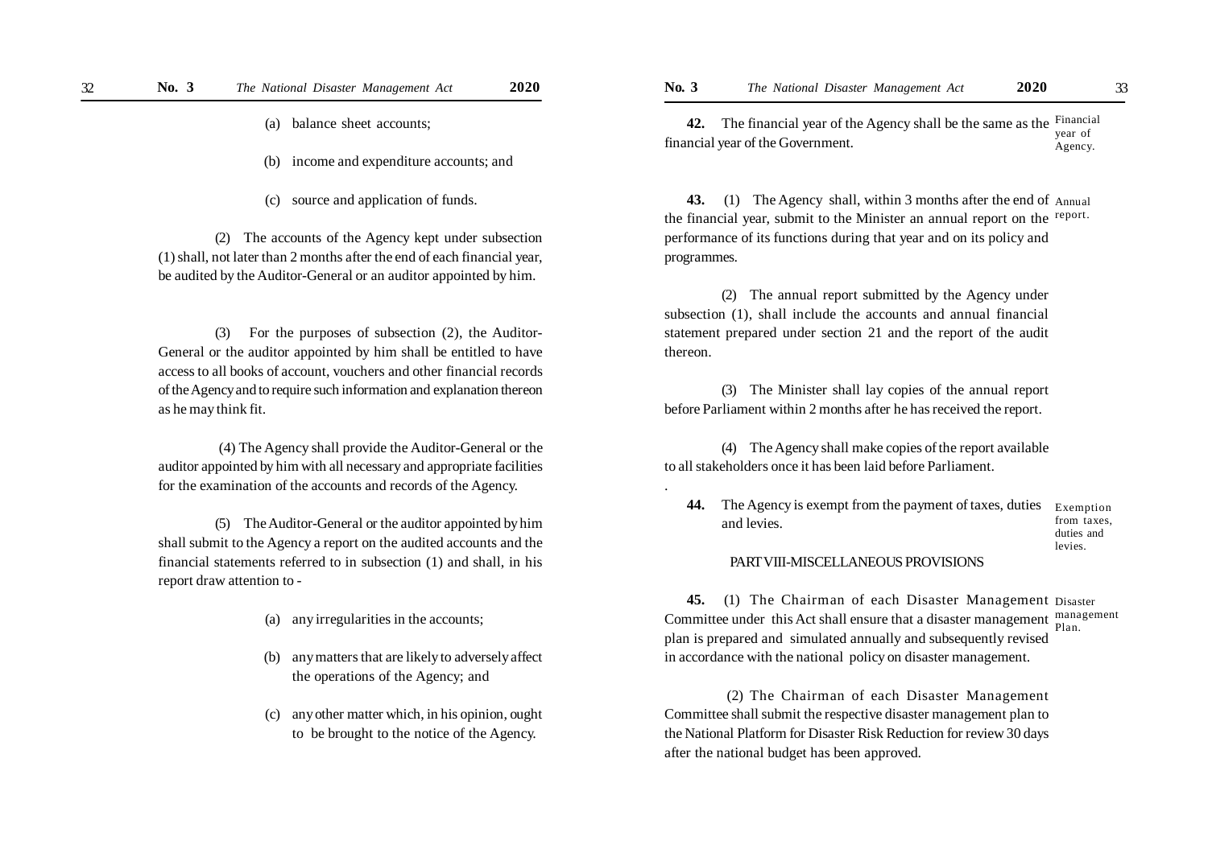(a) balance sheet accounts;

(b) income and expenditure accounts; and

(c) source and application of funds.

(2) The accounts of the Agency kept under subsection (1) shall, not later than 2 months after the end of each financial year, be audited by the Auditor-General or an auditor appointed by him.

(3) For the purposes of subsection (2), the Auditor-General or the auditor appointed by him shall be entitled to have access to all books of account, vouchers and other financial records of the Agency and to require such information and explanation thereon as he may think fit.

(4) The Agency shall provide the Auditor-General or the auditor appointed by him with all necessary and appropriate facilities for the examination of the accounts and records of the Agency.

(5) The Auditor-General or the auditor appointed by him shall submit to the Agency a report on the audited accounts and the financial statements referred to in subsection (1) and shall, in his report draw attention to -

(a) any irregularities in the accounts;

(b) any matters that are likely to adversely affect the operations of the Agency; and

(c) any other matter which, in his opinion, ought to be brought to the notice of the Agency.

Financial year of Agency.

**42.** The financial year of the Agency shall be the same as the financial year of the Government.

Annual report.

**43.** (1) The Agency shall, within 3 months after the end of the financial year, submit to the Minister an annual report on the performance of its functions during that year and on its policy and programmes.

(2) The annual report submitted by the Agency under subsection (1), shall include the accounts and annual financial statement prepared under section 21 and the report of the audit thereon.

(3) The Minister shall lay copies of the annual report before Parliament within 2 months after he has received the report.

(4) The Agency shall make copies of the report available to all stakeholders once it has been laid before Parliament.

Exemption from taxes, duties and levies.

**44.** The Agency is exempt from the payment of taxes, duties and levies.

## PART VIII-MISCELLANEOUS PROVISIONS

Disaster management Plan.

**45.** (1) The Chairman of each Disaster Management Committee under this Act shall ensure that a disaster management plan is prepared and simulated annually and subsequently revised in accordance with the national policy on disaster management.

(2) The Chairman of each Disaster Management Committee shall submit the respective disaster management plan to the National Platform for Disaster Risk Reduction for review 30 days after the national budget has been approved.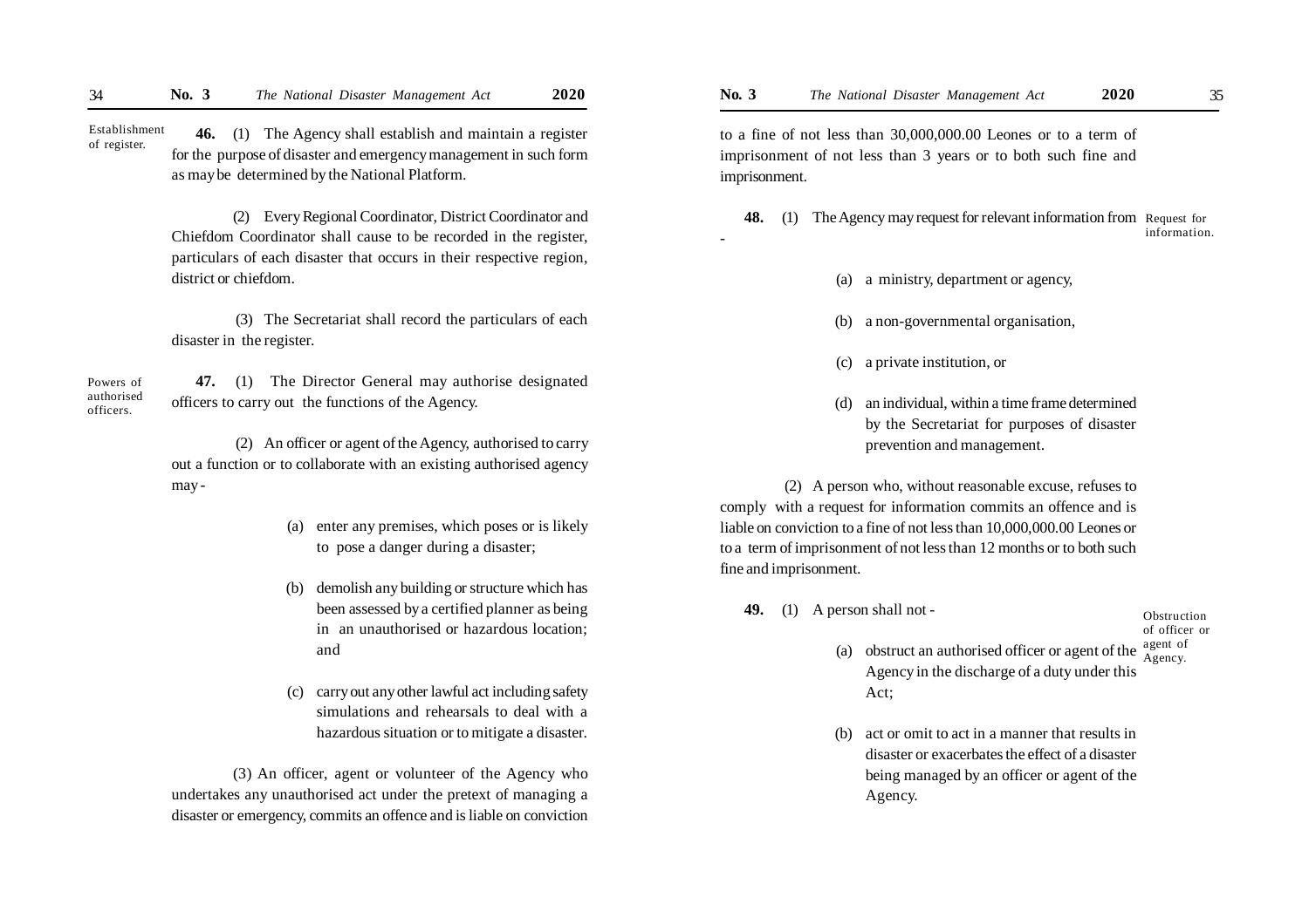**Establishment of register.**

**46.** (1) The Agency shall establish and maintain a register for the purpose of disaster and emergency management in such form as may be determined by the National Platform.

(2) Every Regional Coordinator, District Coordinator and Chiefdom Coordinator shall cause to be recorded in the register, particulars of each disaster that occurs in their respective region, district or chiefdom.

(3) The Secretariat shall record the particulars of each disaster in the register.

**Powers of authorised officers.**

**47.** (1) The Director General may authorise designated officers to carry out the functions of the Agency.

(2) An officer or agent of the Agency, authorised to carry out a function or to collaborate with an existing authorised agency may -

(a) enter any premises, which poses or is likely to pose a danger during a disaster;

(b) demolish any building or structure which has been assessed by a certified planner as being in an unauthorised or hazardous location; and

(c) carry out any other lawful act including safety simulations and rehearsals to deal with a hazardous situation or to mitigate a disaster.

(3) An officer, agent or volunteer of the Agency who undertakes any unauthorised act under the pretext of managing a disaster or emergency, commits an offence and is liable on conviction to a fine of not less than 30,000,000.00 Leones or to a term of imprisonment of not less than 3 years or to both such fine and imprisonment.

**Request for information.**

**48.** (1) The Agency may request for relevant information from -

(a) a ministry, department or agency,

(b) a non-governmental organisation,

(c) a private institution, or

(d) an individual, within a time frame determined by the Secretariat for purposes of disaster prevention and management.

(2) A person who, without reasonable excuse, refuses to comply with a request for information commits an offence and is liable on conviction to a fine of not less than 10,000,000.00 Leones or to a term of imprisonment of not less than 12 months or to both such fine and imprisonment.

**Obstruction of officer or agent of Agency.**

**49.** (1) A person shall not -

(a) obstruct an authorised officer or agent of the Agency in the discharge of a duty under this Act;

(b) act or omit to act in a manner that results in disaster or exacerbates the effect of a disaster being managed by an officer or agent of the Agency.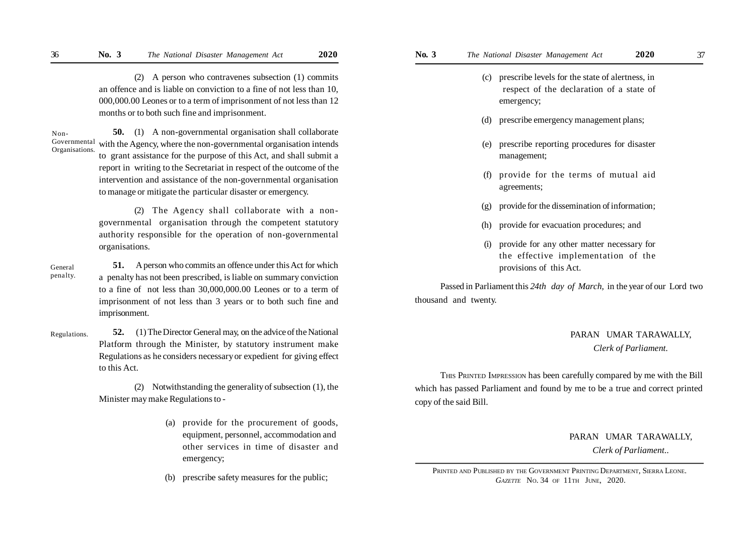(2) A person who contravenes subsection (1) commits an offence and is liable on conviction to a fine of not less than 10, 000,000.00 Leones or to a term of imprisonment of not less than 12 months or to both such fine and imprisonment.

Non-Governmental Organisations.

**50.** (1) A non-governmental organisation shall collaborate with the Agency, where the non-governmental organisation intends to grant assistance for the purpose of this Act, and shall submit a report in writing to the Secretariat in respect of the outcome of the intervention and assistance of the non-governmental organisation to manage or mitigate the particular disaster or emergency.

(2) The Agency shall collaborate with a non-governmental organisation through the competent statutory authority responsible for the operation of non-governmental organisations.

General penalty.

**51.** A person who commits an offence under this Act for which a penalty has not been prescribed, is liable on summary conviction to a fine of not less than 30,000,000.00 Leones or to a term of imprisonment of not less than 3 years or to both such fine and imprisonment.

Regulations.

**52.** (1) The Director General may, on the advice of the National Platform through the Minister, by statutory instrument make Regulations as he considers necessary or expedient for giving effect to this Act.

(2) Notwithstanding the generality of subsection (1), the Minister may make Regulations to -

(a) provide for the procurement of goods, equipment, personnel, accommodation and other services in time of disaster and emergency;

(b) prescribe safety measures for the public;

(c) prescribe levels for the state of alertness, in respect of the declaration of a state of emergency;

(d) prescribe emergency management plans;

(e) prescribe reporting procedures for disaster management;

(f) provide for the terms of mutual aid agreements;

(g) provide for the dissemination of information;

(h) provide for evacuation procedures; and

(i) provide for any other matter necessary for the effective implementation of the provisions of this Act.

Passed in Parliament this *24th day of March,* in the year of our Lord two thousand and twenty.

PARAN UMAR TARAWALLY,
*Clerk of Parliament.*

THIS PRINTED IMPRESSION has been carefully compared by me with the Bill which has passed Parliament and found by me to be a true and correct printed copy of the said Bill.

PARAN UMAR TARAWALLY,
*Clerk of Parliament..*

---

PRINTED AND PUBLISHED BY THE GOVERNMENT PRINTING DEPARTMENT, SIERRA LEONE.
*GAZETTE* NO. 34 OF 11TH JUNE, 2020.